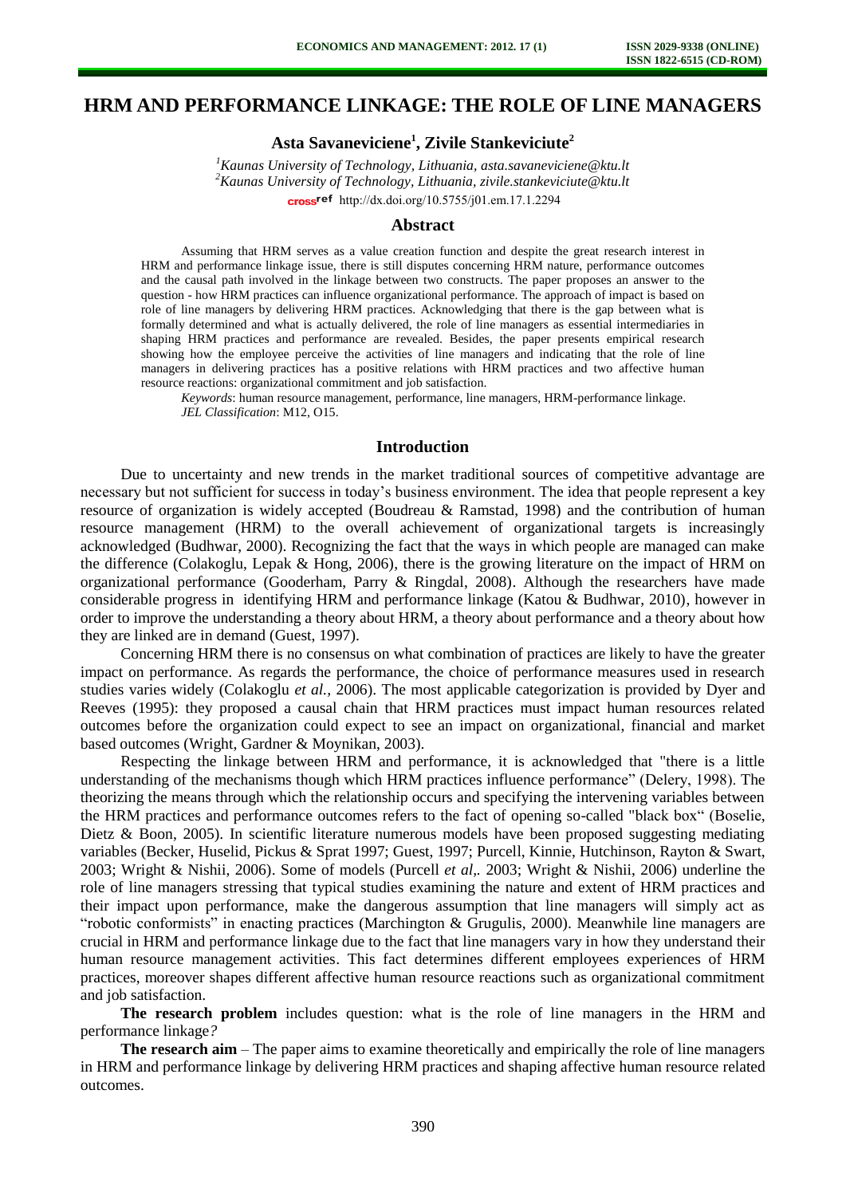# HRM AND PERFORMANCE LINKAGE: THE ROLE OF LINE MANAGERS

**Asta Savaneviciene[1], Zivile Stankeviciute[2]**

*[1]Kaunas University of Technology, Lithuania, asta.savaneviciene@ktu.lt*
*[2]Kaunas University of Technology, Lithuania, zivile.stankeviciute@ktu.lt*
http://dx.doi.org/10.5755/j01.em.17.1.2294

## Abstract

Assuming that HRM serves as a value creation function and despite the great research interest in HRM and performance linkage issue, there is still disputes concerning HRM nature, performance outcomes and the causal path involved in the linkage between two constructs. The paper proposes an answer to the question - how HRM practices can influence organizational performance. The approach of impact is based on role of line managers by delivering HRM practices. Acknowledging that there is the gap between what is formally determined and what is actually delivered, the role of line managers as essential intermediaries in shaping HRM practices and performance are revealed. Besides, the paper presents empirical research showing how the employee perceive the activities of line managers and indicating that the role of line managers in delivering practices has a positive relations with HRM practices and two affective human resource reactions: organizational commitment and job satisfaction.

*Keywords*: human resource management, performance, line managers, HRM-performance linkage.
*JEL Classification*: M12, O15.

## Introduction

Due to uncertainty and new trends in the market traditional sources of competitive advantage are necessary but not sufficient for success in today's business environment. The idea that people represent a key resource of organization is widely accepted (Boudreau & Ramstad, 1998) and the contribution of human resource management (HRM) to the overall achievement of organizational targets is increasingly acknowledged (Budhwar, 2000). Recognizing the fact that the ways in which people are managed can make the difference (Colakoglu, Lepak & Hong, 2006), there is the growing literature on the impact of HRM on organizational performance (Gooderham, Parry & Ringdal, 2008). Although the researchers have made considerable progress in identifying HRM and performance linkage (Katou & Budhwar, 2010), however in order to improve the understanding a theory about HRM, a theory about performance and a theory about how they are linked are in demand (Guest, 1997).

Concerning HRM there is no consensus on what combination of practices are likely to have the greater impact on performance. As regards the performance, the choice of performance measures used in research studies varies widely (Colakoglu *et al.,* 2006). The most applicable categorization is provided by Dyer and Reeves (1995): they proposed a causal chain that HRM practices must impact human resources related outcomes before the organization could expect to see an impact on organizational, financial and market based outcomes (Wright, Gardner & Moynikan, 2003).

Respecting the linkage between HRM and performance, it is acknowledged that "there is a little understanding of the mechanisms though which HRM practices influence performance" (Delery, 1998). The theorizing the means through which the relationship occurs and specifying the intervening variables between the HRM practices and performance outcomes refers to the fact of opening so-called "black box" (Boselie, Dietz & Boon, 2005). In scientific literature numerous models have been proposed suggesting mediating variables (Becker, Huselid, Pickus & Sprat 1997; Guest, 1997; Purcell, Kinnie, Hutchinson, Rayton & Swart, 2003; Wright & Nishii, 2006). Some of models (Purcell *et al*,. 2003; Wright & Nishii, 2006) underline the role of line managers stressing that typical studies examining the nature and extent of HRM practices and their impact upon performance, make the dangerous assumption that line managers will simply act as "robotic conformists" in enacting practices (Marchington & Grugulis, 2000). Meanwhile line managers are crucial in HRM and performance linkage due to the fact that line managers vary in how they understand their human resource management activities. This fact determines different employees experiences of HRM practices, moreover shapes different affective human resource reactions such as organizational commitment and job satisfaction.

**The research problem** includes question: what is the role of line managers in the HRM and performance linkage*?*

**The research aim** – The paper aims to examine theoretically and empirically the role of line managers in HRM and performance linkage by delivering HRM practices and shaping affective human resource related outcomes.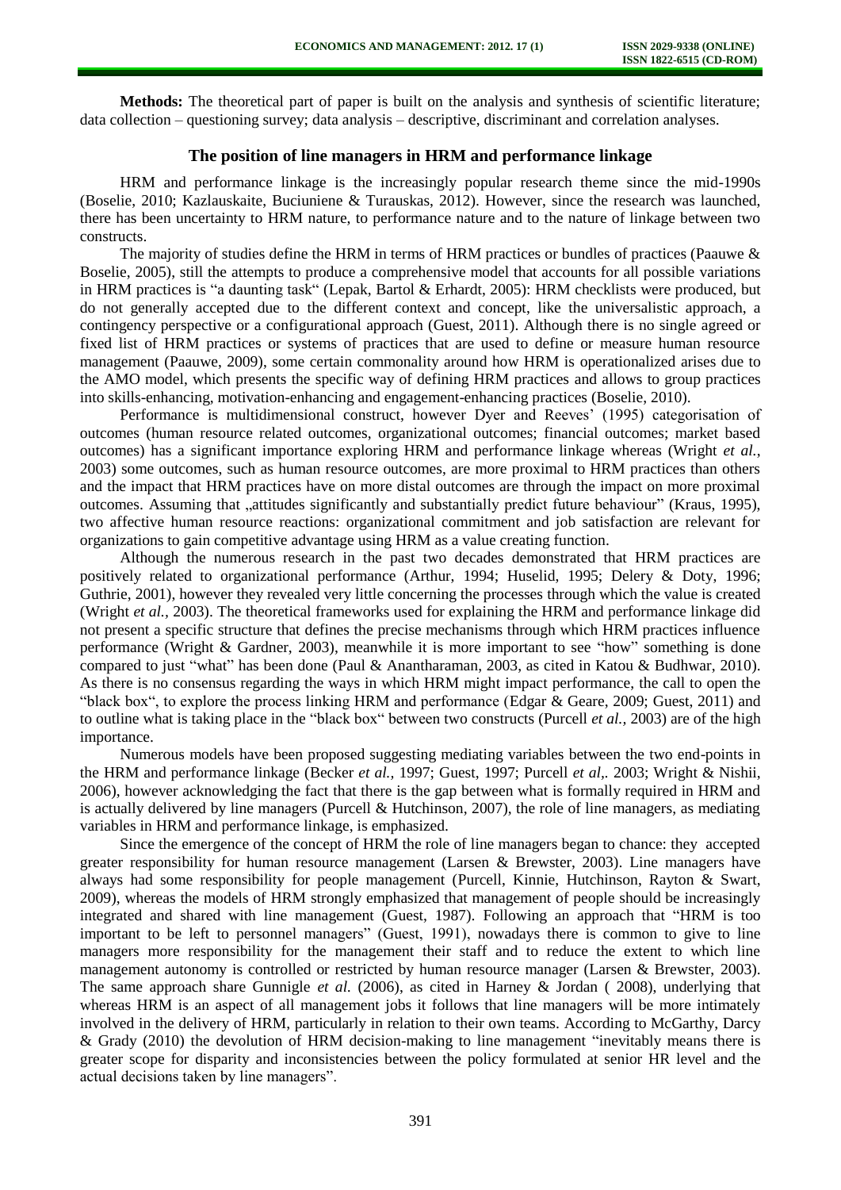**Methods:** The theoretical part of paper is built on the analysis and synthesis of scientific literature; data collection – questioning survey; data analysis – descriptive, discriminant and correlation analyses.

## The position of line managers in HRM and performance linkage

HRM and performance linkage is the increasingly popular research theme since the mid-1990s (Boselie, 2010; Kazlauskaite, Buciuniene & Turauskas, 2012). However, since the research was launched, there has been uncertainty to HRM nature, to performance nature and to the nature of linkage between two constructs.

The majority of studies define the HRM in terms of HRM practices or bundles of practices (Paauwe & Boselie, 2005), still the attempts to produce a comprehensive model that accounts for all possible variations in HRM practices is "a daunting task" (Lepak, Bartol & Erhardt, 2005): HRM checklists were produced, but do not generally accepted due to the different context and concept, like the universalistic approach, a contingency perspective or a configurational approach (Guest, 2011). Although there is no single agreed or fixed list of HRM practices or systems of practices that are used to define or measure human resource management (Paauwe, 2009), some certain commonality around how HRM is operationalized arises due to the AMO model, which presents the specific way of defining HRM practices and allows to group practices into skills-enhancing, motivation-enhancing and engagement-enhancing practices (Boselie, 2010).

Performance is multidimensional construct, however Dyer and Reeves' (1995) categorisation of outcomes (human resource related outcomes, organizational outcomes; financial outcomes; market based outcomes) has a significant importance exploring HRM and performance linkage whereas (Wright *et al.*, 2003) some outcomes, such as human resource outcomes, are more proximal to HRM practices than others and the impact that HRM practices have on more distal outcomes are through the impact on more proximal outcomes. Assuming that „attitudes significantly and substantially predict future behaviour" (Kraus, 1995), two affective human resource reactions: organizational commitment and job satisfaction are relevant for organizations to gain competitive advantage using HRM as a value creating function.

Although the numerous research in the past two decades demonstrated that HRM practices are positively related to organizational performance (Arthur, 1994; Huselid, 1995; Delery & Doty, 1996; Guthrie, 2001), however they revealed very little concerning the processes through which the value is created (Wright *et al.*, 2003). The theoretical frameworks used for explaining the HRM and performance linkage did not present a specific structure that defines the precise mechanisms through which HRM practices influence performance (Wright & Gardner, 2003), meanwhile it is more important to see "how" something is done compared to just "what" has been done (Paul & Anantharaman, 2003, as cited in Katou & Budhwar, 2010). As there is no consensus regarding the ways in which HRM might impact performance, the call to open the "black box", to explore the process linking HRM and performance (Edgar & Geare, 2009; Guest, 2011) and to outline what is taking place in the "black box" between two constructs (Purcell *et al.,* 2003) are of the high importance.

Numerous models have been proposed suggesting mediating variables between the two end-points in the HRM and performance linkage (Becker *et al.,* 1997; Guest, 1997; Purcell *et al,.* 2003; Wright & Nishii, 2006), however acknowledging the fact that there is the gap between what is formally required in HRM and is actually delivered by line managers (Purcell & Hutchinson, 2007), the role of line managers, as mediating variables in HRM and performance linkage, is emphasized.

Since the emergence of the concept of HRM the role of line managers began to chance: they accepted greater responsibility for human resource management (Larsen & Brewster, 2003). Line managers have always had some responsibility for people management (Purcell, Kinnie, Hutchinson, Rayton & Swart, 2009), whereas the models of HRM strongly emphasized that management of people should be increasingly integrated and shared with line management (Guest, 1987). Following an approach that "HRM is too important to be left to personnel managers" (Guest, 1991), nowadays there is common to give to line managers more responsibility for the management their staff and to reduce the extent to which line management autonomy is controlled or restricted by human resource manager (Larsen & Brewster, 2003). The same approach share Gunnigle *et al.* (2006), as cited in Harney & Jordan ( 2008), underlying that whereas HRM is an aspect of all management jobs it follows that line managers will be more intimately involved in the delivery of HRM, particularly in relation to their own teams. According to McGarthy, Darcy & Grady (2010) the devolution of HRM decision-making to line management "inevitably means there is greater scope for disparity and inconsistencies between the policy formulated at senior HR level and the actual decisions taken by line managers".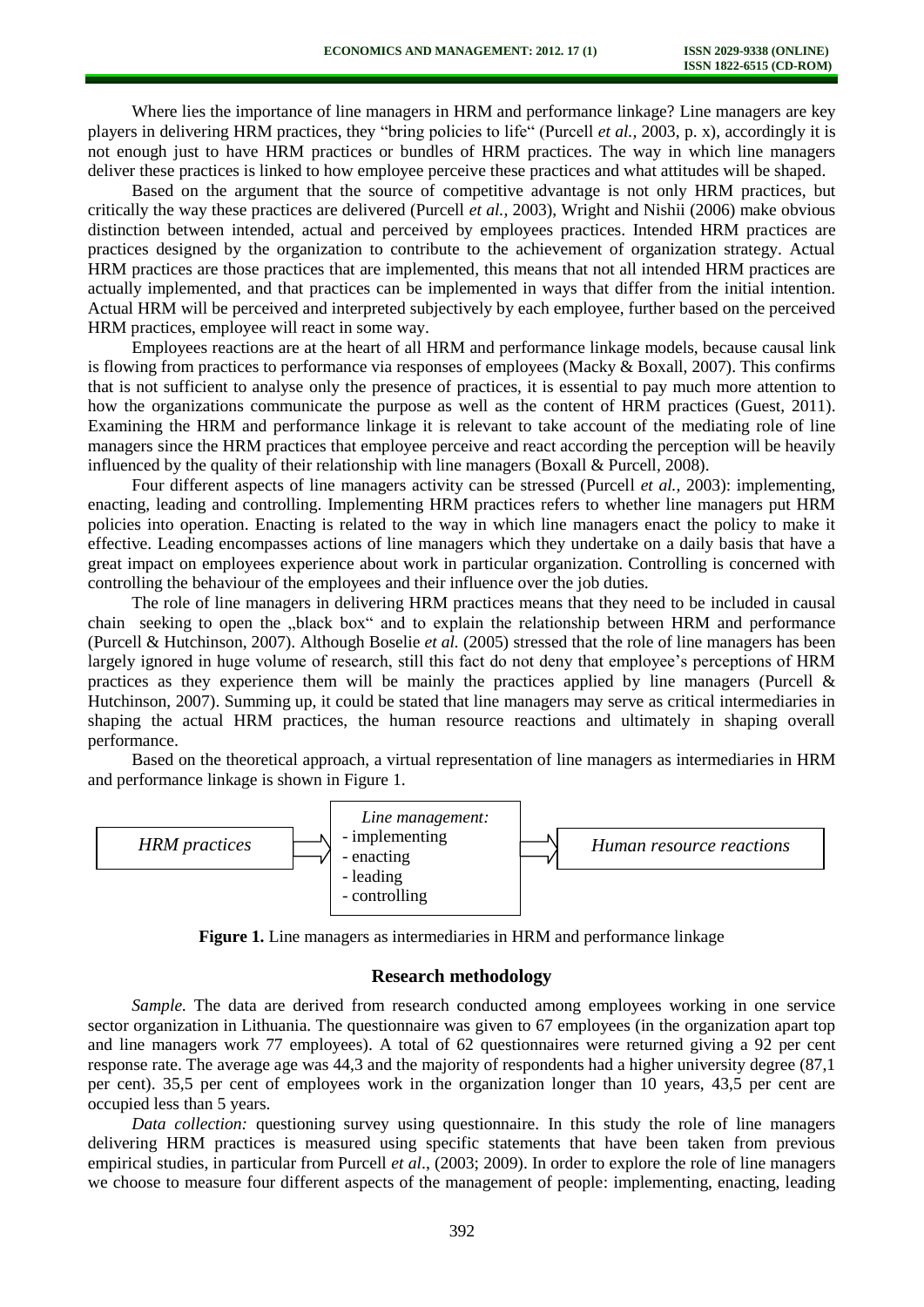Where lies the importance of line managers in HRM and performance linkage? Line managers are key players in delivering HRM practices, they "bring policies to life" (Purcell *et al.,* 2003, p. x), accordingly it is not enough just to have HRM practices or bundles of HRM practices. The way in which line managers deliver these practices is linked to how employee perceive these practices and what attitudes will be shaped.

Based on the argument that the source of competitive advantage is not only HRM practices, but critically the way these practices are delivered (Purcell *et al.,* 2003), Wright and Nishii (2006) make obvious distinction between intended, actual and perceived by employees practices. Intended HRM practices are practices designed by the organization to contribute to the achievement of organization strategy. Actual HRM practices are those practices that are implemented, this means that not all intended HRM practices are actually implemented, and that practices can be implemented in ways that differ from the initial intention. Actual HRM will be perceived and interpreted subjectively by each employee, further based on the perceived HRM practices, employee will react in some way.

Employees reactions are at the heart of all HRM and performance linkage models, because causal link is flowing from practices to performance via responses of employees (Macky & Boxall, 2007). This confirms that is not sufficient to analyse only the presence of practices, it is essential to pay much more attention to how the organizations communicate the purpose as well as the content of HRM practices (Guest, 2011). Examining the HRM and performance linkage it is relevant to take account of the mediating role of line managers since the HRM practices that employee perceive and react according the perception will be heavily influenced by the quality of their relationship with line managers (Boxall & Purcell, 2008).

Four different aspects of line managers activity can be stressed (Purcell *et al.,* 2003): implementing, enacting, leading and controlling. Implementing HRM practices refers to whether line managers put HRM policies into operation. Enacting is related to the way in which line managers enact the policy to make it effective. Leading encompasses actions of line managers which they undertake on a daily basis that have a great impact on employees experience about work in particular organization. Controlling is concerned with controlling the behaviour of the employees and their influence over the job duties.

The role of line managers in delivering HRM practices means that they need to be included in causal chain seeking to open the „black box" and to explain the relationship between HRM and performance (Purcell & Hutchinson, 2007). Although Boselie *et al.* (2005) stressed that the role of line managers has been largely ignored in huge volume of research, still this fact do not deny that employee's perceptions of HRM practices as they experience them will be mainly the practices applied by line managers (Purcell & Hutchinson, 2007). Summing up, it could be stated that line managers may serve as critical intermediaries in shaping the actual HRM practices, the human resource reactions and ultimately in shaping overall performance.

Based on the theoretical approach, a virtual representation of line managers as intermediaries in HRM and performance linkage is shown in Figure 1.

*HRM practices* → *Line management:* - implementing - enacting - leading - controlling → *Human resource reactions*

**Figure 1.** Line managers as intermediaries in HRM and performance linkage

## Research methodology

*Sample.* The data are derived from research conducted among employees working in one service sector organization in Lithuania. The questionnaire was given to 67 employees (in the organization apart top and line managers work 77 employees). A total of 62 questionnaires were returned giving a 92 per cent response rate. The average age was 44,3 and the majority of respondents had a higher university degree (87,1 per cent). 35,5 per cent of employees work in the organization longer than 10 years, 43,5 per cent are occupied less than 5 years.

*Data collection:* questioning survey using questionnaire. In this study the role of line managers delivering HRM practices is measured using specific statements that have been taken from previous empirical studies, in particular from Purcell *et al*., (2003; 2009). In order to explore the role of line managers we choose to measure four different aspects of the management of people: implementing, enacting, leading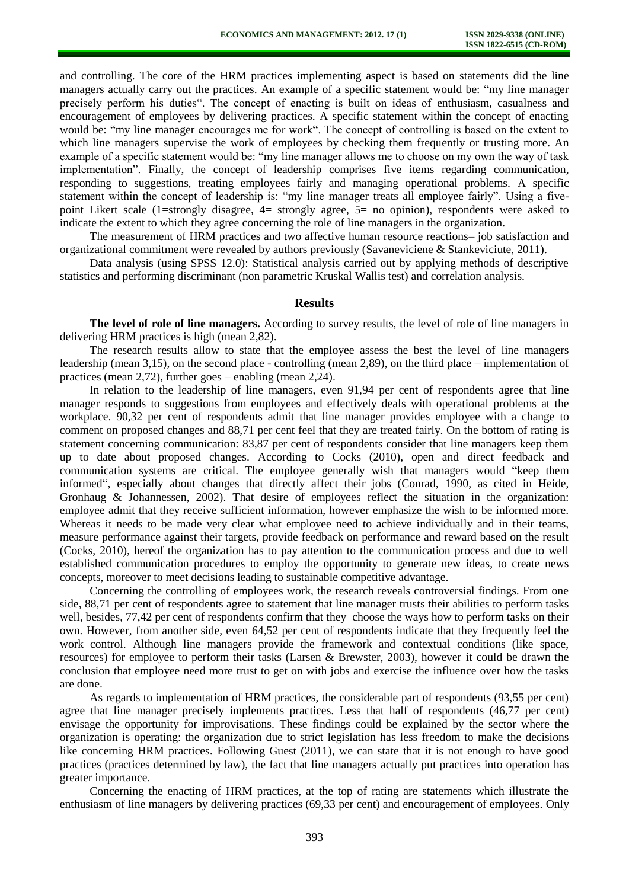and controlling. The core of the HRM practices implementing aspect is based on statements did the line managers actually carry out the practices. An example of a specific statement would be: "my line manager precisely perform his duties". The concept of enacting is built on ideas of enthusiasm, casualness and encouragement of employees by delivering practices. A specific statement within the concept of enacting would be: "my line manager encourages me for work". The concept of controlling is based on the extent to which line managers supervise the work of employees by checking them frequently or trusting more. An example of a specific statement would be: "my line manager allows me to choose on my own the way of task implementation". Finally, the concept of leadership comprises five items regarding communication, responding to suggestions, treating employees fairly and managing operational problems. A specific statement within the concept of leadership is: "my line manager treats all employee fairly". Using a five-point Likert scale (1=strongly disagree, 4= strongly agree, 5= no opinion), respondents were asked to indicate the extent to which they agree concerning the role of line managers in the organization.

The measurement of HRM practices and two affective human resource reactions– job satisfaction and organizational commitment were revealed by authors previously (Savaneviciene & Stankeviciute, 2011).

Data analysis (using SPSS 12.0): Statistical analysis carried out by applying methods of descriptive statistics and performing discriminant (non parametric Kruskal Wallis test) and correlation analysis.

## Results

**The level of role of line managers.** According to survey results, the level of role of line managers in delivering HRM practices is high (mean 2,82).

The research results allow to state that the employee assess the best the level of line managers leadership (mean 3,15), on the second place - controlling (mean 2,89), on the third place – implementation of practices (mean 2,72), further goes – enabling (mean 2,24).

In relation to the leadership of line managers, even 91,94 per cent of respondents agree that line manager responds to suggestions from employees and effectively deals with operational problems at the workplace. 90,32 per cent of respondents admit that line manager provides employee with a change to comment on proposed changes and 88,71 per cent feel that they are treated fairly. On the bottom of rating is statement concerning communication: 83,87 per cent of respondents consider that line managers keep them up to date about proposed changes. According to Cocks (2010), open and direct feedback and communication systems are critical. The employee generally wish that managers would "keep them informed", especially about changes that directly affect their jobs (Conrad, 1990, as cited in Heide, Gronhaug & Johannessen, 2002). That desire of employees reflect the situation in the organization: employee admit that they receive sufficient information, however emphasize the wish to be informed more. Whereas it needs to be made very clear what employee need to achieve individually and in their teams, measure performance against their targets, provide feedback on performance and reward based on the result (Cocks, 2010), hereof the organization has to pay attention to the communication process and due to well established communication procedures to employ the opportunity to generate new ideas, to create news concepts, moreover to meet decisions leading to sustainable competitive advantage.

Concerning the controlling of employees work, the research reveals controversial findings. From one side, 88,71 per cent of respondents agree to statement that line manager trusts their abilities to perform tasks well, besides, 77,42 per cent of respondents confirm that they choose the ways how to perform tasks on their own. However, from another side, even 64,52 per cent of respondents indicate that they frequently feel the work control. Although line managers provide the framework and contextual conditions (like space, resources) for employee to perform their tasks (Larsen & Brewster, 2003), however it could be drawn the conclusion that employee need more trust to get on with jobs and exercise the influence over how the tasks are done.

As regards to implementation of HRM practices, the considerable part of respondents (93,55 per cent) agree that line manager precisely implements practices. Less that half of respondents (46,77 per cent) envisage the opportunity for improvisations. These findings could be explained by the sector where the organization is operating: the organization due to strict legislation has less freedom to make the decisions like concerning HRM practices. Following Guest (2011), we can state that it is not enough to have good practices (practices determined by law), the fact that line managers actually put practices into operation has greater importance.

Concerning the enacting of HRM practices, at the top of rating are statements which illustrate the enthusiasm of line managers by delivering practices (69,33 per cent) and encouragement of employees. Only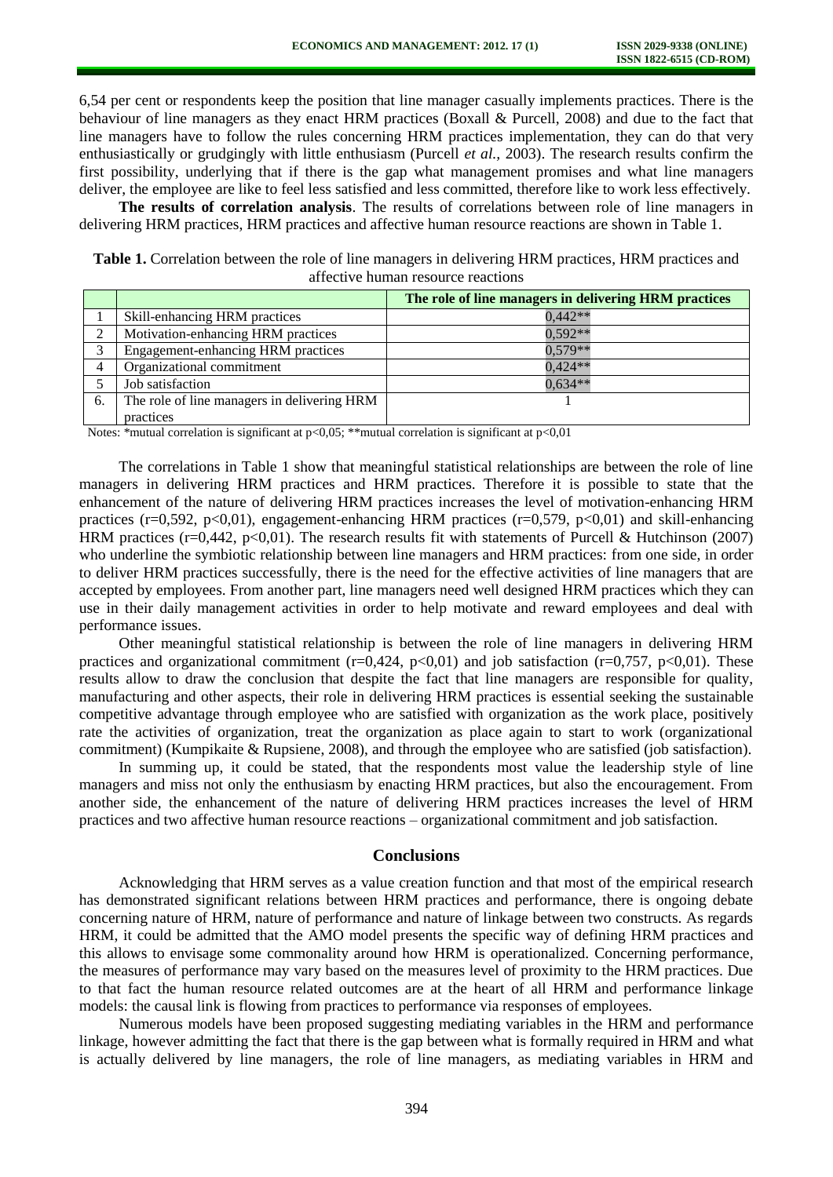6,54 per cent or respondents keep the position that line manager casually implements practices. There is the behaviour of line managers as they enact HRM practices (Boxall & Purcell, 2008) and due to the fact that line managers have to follow the rules concerning HRM practices implementation, they can do that very enthusiastically or grudgingly with little enthusiasm (Purcell *et al.,* 2003). The research results confirm the first possibility, underlying that if there is the gap what management promises and what line managers deliver, the employee are like to feel less satisfied and less committed, therefore like to work less effectively.

**The results of correlation analysis**. The results of correlations between role of line managers in delivering HRM practices, HRM practices and affective human resource reactions are shown in Table 1.

**Table 1.** Correlation between the role of line managers in delivering HRM practices, HRM practices and affective human resource reactions

| | | The role of line managers in delivering HRM practices |
|---|---|---|
| 1 | Skill-enhancing HRM practices | 0,442** |
| 2 | Motivation-enhancing HRM practices | 0,592** |
| 3 | Engagement-enhancing HRM practices | 0,579** |
| 4 | Organizational commitment | 0,424** |
| 5 | Job satisfaction | 0,634** |
| 6. | The role of line managers in delivering HRM practices | 1 |

Notes: *mutual correlation is significant at $p<0,05$; **mutual correlation is significant at $p<0,01$

The correlations in Table 1 show that meaningful statistical relationships are between the role of line managers in delivering HRM practices and HRM practices. Therefore it is possible to state that the enhancement of the nature of delivering HRM practices increases the level of motivation-enhancing HRM practices ($r=0,592$, $p<0,01$), engagement-enhancing HRM practices ($r=0,579$, $p<0,01$) and skill-enhancing HRM practices ($r=0,442$, $p<0,01$). The research results fit with statements of Purcell & Hutchinson (2007) who underline the symbiotic relationship between line managers and HRM practices: from one side, in order to deliver HRM practices successfully, there is the need for the effective activities of line managers that are accepted by employees. From another part, line managers need well designed HRM practices which they can use in their daily management activities in order to help motivate and reward employees and deal with performance issues.

Other meaningful statistical relationship is between the role of line managers in delivering HRM practices and organizational commitment ($r=0,424$, $p<0,01$) and job satisfaction ($r=0,757$, $p<0,01$). These results allow to draw the conclusion that despite the fact that line managers are responsible for quality, manufacturing and other aspects, their role in delivering HRM practices is essential seeking the sustainable competitive advantage through employee who are satisfied with organization as the work place, positively rate the activities of organization, treat the organization as place again to start to work (organizational commitment) (Kumpikaite & Rupsiene, 2008), and through the employee who are satisfied (job satisfaction).

In summing up, it could be stated, that the respondents most value the leadership style of line managers and miss not only the enthusiasm by enacting HRM practices, but also the encouragement. From another side, the enhancement of the nature of delivering HRM practices increases the level of HRM practices and two affective human resource reactions – organizational commitment and job satisfaction.

## Conclusions

Acknowledging that HRM serves as a value creation function and that most of the empirical research has demonstrated significant relations between HRM practices and performance, there is ongoing debate concerning nature of HRM, nature of performance and nature of linkage between two constructs. As regards HRM, it could be admitted that the AMO model presents the specific way of defining HRM practices and this allows to envisage some commonality around how HRM is operationalized. Concerning performance, the measures of performance may vary based on the measures level of proximity to the HRM practices. Due to that fact the human resource related outcomes are at the heart of all HRM and performance linkage models: the causal link is flowing from practices to performance via responses of employees.

Numerous models have been proposed suggesting mediating variables in the HRM and performance linkage, however admitting the fact that there is the gap between what is formally required in HRM and what is actually delivered by line managers, the role of line managers, as mediating variables in HRM and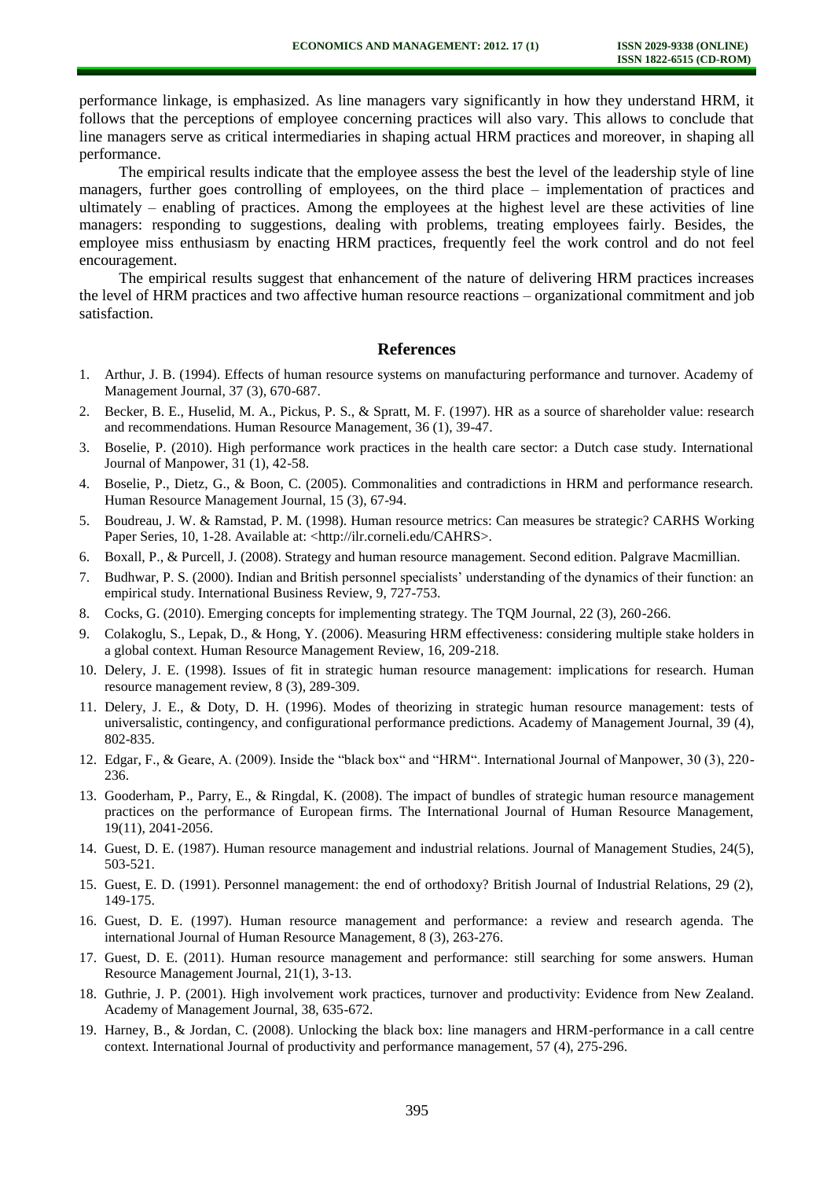performance linkage, is emphasized. As line managers vary significantly in how they understand HRM, it follows that the perceptions of employee concerning practices will also vary. This allows to conclude that line managers serve as critical intermediaries in shaping actual HRM practices and moreover, in shaping all performance.

The empirical results indicate that the employee assess the best the level of the leadership style of line managers, further goes controlling of employees, on the third place – implementation of practices and ultimately – enabling of practices. Among the employees at the highest level are these activities of line managers: responding to suggestions, dealing with problems, treating employees fairly. Besides, the employee miss enthusiasm by enacting HRM practices, frequently feel the work control and do not feel encouragement.

The empirical results suggest that enhancement of the nature of delivering HRM practices increases the level of HRM practices and two affective human resource reactions – organizational commitment and job satisfaction.

## References

1. Arthur, J. B. (1994). Effects of human resource systems on manufacturing performance and turnover. Academy of Management Journal, 37 (3), 670-687.
2. Becker, B. E., Huselid, M. A., Pickus, P. S., & Spratt, M. F. (1997). HR as a source of shareholder value: research and recommendations. Human Resource Management, 36 (1), 39-47.
3. Boselie, P. (2010). High performance work practices in the health care sector: a Dutch case study. International Journal of Manpower, 31 (1), 42-58.
4. Boselie, P., Dietz, G., & Boon, C. (2005). Commonalities and contradictions in HRM and performance research. Human Resource Management Journal, 15 (3), 67-94.
5. Boudreau, J. W. & Ramstad, P. M. (1998). Human resource metrics: Can measures be strategic? CARHS Working Paper Series, 10, 1-28. Available at: <http://ilr.corneli.edu/CAHRS>.
6. Boxall, P., & Purcell, J. (2008). Strategy and human resource management. Second edition. Palgrave Macmillian.
7. Budhwar, P. S. (2000). Indian and British personnel specialists' understanding of the dynamics of their function: an empirical study. International Business Review, 9, 727-753.
8. Cocks, G. (2010). Emerging concepts for implementing strategy. The TQM Journal, 22 (3), 260-266.
9. Colakoglu, S., Lepak, D., & Hong, Y. (2006). Measuring HRM effectiveness: considering multiple stake holders in a global context. Human Resource Management Review, 16, 209-218.
10. Delery, J. E. (1998). Issues of fit in strategic human resource management: implications for research. Human resource management review, 8 (3), 289-309.
11. Delery, J. E., & Doty, D. H. (1996). Modes of theorizing in strategic human resource management: tests of universalistic, contingency, and configurational performance predictions. Academy of Management Journal, 39 (4), 802-835.
12. Edgar, F., & Geare, A. (2009). Inside the "black box" and "HRM". International Journal of Manpower, 30 (3), 220-236.
13. Gooderham, P., Parry, E., & Ringdal, K. (2008). The impact of bundles of strategic human resource management practices on the performance of European firms. The International Journal of Human Resource Management, 19(11), 2041-2056.
14. Guest, D. E. (1987). Human resource management and industrial relations. Journal of Management Studies, 24(5), 503-521.
15. Guest, E. D. (1991). Personnel management: the end of orthodoxy? British Journal of Industrial Relations, 29 (2), 149-175.
16. Guest, D. E. (1997). Human resource management and performance: a review and research agenda. The international Journal of Human Resource Management, 8 (3), 263-276.
17. Guest, D. E. (2011). Human resource management and performance: still searching for some answers. Human Resource Management Journal, 21(1), 3-13.
18. Guthrie, J. P. (2001). High involvement work practices, turnover and productivity: Evidence from New Zealand. Academy of Management Journal, 38, 635-672.
19. Harney, B., & Jordan, C. (2008). Unlocking the black box: line managers and HRM-performance in a call centre context. International Journal of productivity and performance management, 57 (4), 275-296.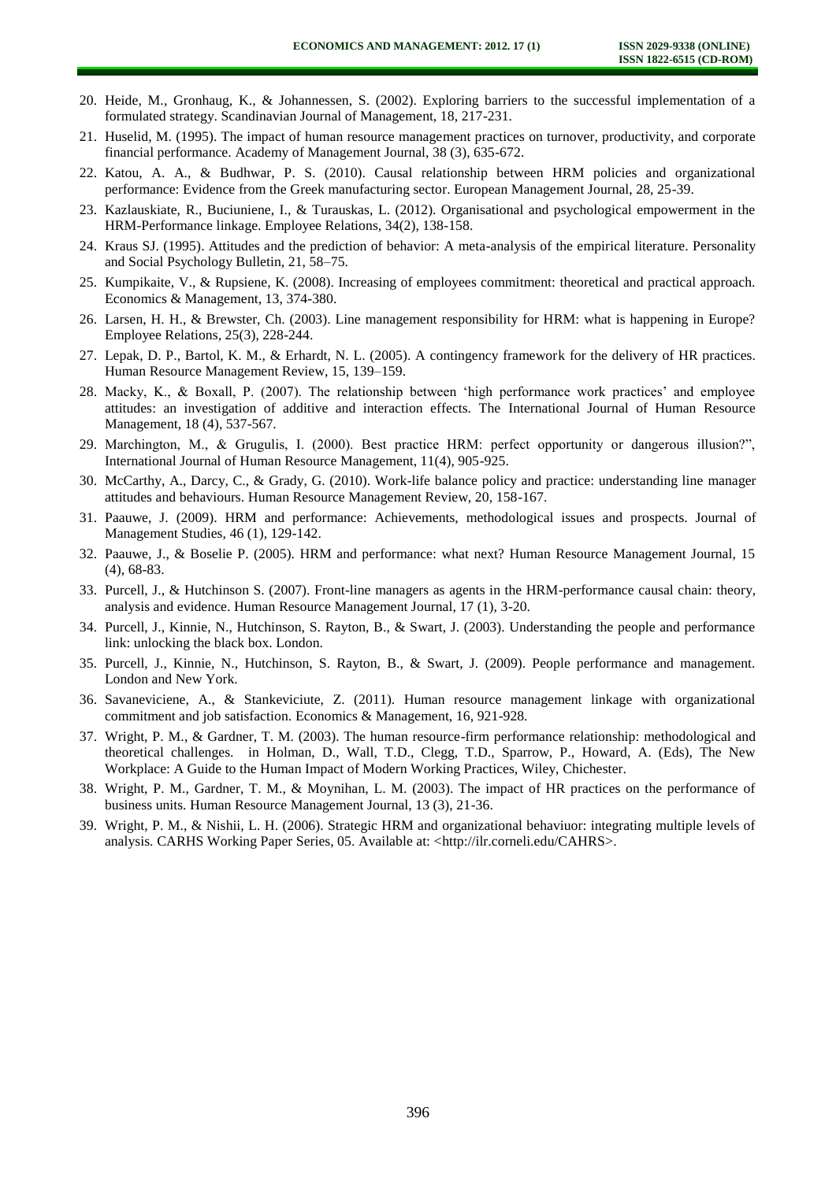20. Heide, M., Gronhaug, K., & Johannessen, S. (2002). Exploring barriers to the successful implementation of a formulated strategy. Scandinavian Journal of Management, 18, 217-231.
21. Huselid, M. (1995). The impact of human resource management practices on turnover, productivity, and corporate financial performance. Academy of Management Journal, 38 (3), 635-672.
22. Katou, A. A., & Budhwar, P. S. (2010). Causal relationship between HRM policies and organizational performance: Evidence from the Greek manufacturing sector. European Management Journal, 28, 25-39.
23. Kazlauskiate, R., Buciuniene, I., & Turauskas, L. (2012). Organisational and psychological empowerment in the HRM-Performance linkage. Employee Relations, 34(2), 138-158.
24. Kraus SJ. (1995). Attitudes and the prediction of behavior: A meta-analysis of the empirical literature. Personality and Social Psychology Bulletin, 21, 58–75.
25. Kumpikaite, V., & Rupsiene, K. (2008). Increasing of employees commitment: theoretical and practical approach. Economics & Management, 13, 374-380.
26. Larsen, H. H., & Brewster, Ch. (2003). Line management responsibility for HRM: what is happening in Europe? Employee Relations, 25(3), 228-244.
27. Lepak, D. P., Bartol, K. M., & Erhardt, N. L. (2005). A contingency framework for the delivery of HR practices. Human Resource Management Review, 15, 139–159.
28. Macky, K., & Boxall, P. (2007). The relationship between 'high performance work practices' and employee attitudes: an investigation of additive and interaction effects. The International Journal of Human Resource Management, 18 (4), 537-567.
29. Marchington, M., & Grugulis, I. (2000). Best practice HRM: perfect opportunity or dangerous illusion?", International Journal of Human Resource Management, 11(4), 905-925.
30. McCarthy, A., Darcy, C., & Grady, G. (2010). Work-life balance policy and practice: understanding line manager attitudes and behaviours. Human Resource Management Review, 20, 158-167.
31. Paauwe, J. (2009). HRM and performance: Achievements, methodological issues and prospects. Journal of Management Studies, 46 (1), 129-142.
32. Paauwe, J., & Boselie P. (2005). HRM and performance: what next? Human Resource Management Journal, 15 (4), 68-83.
33. Purcell, J., & Hutchinson S. (2007). Front-line managers as agents in the HRM-performance causal chain: theory, analysis and evidence. Human Resource Management Journal, 17 (1), 3-20.
34. Purcell, J., Kinnie, N., Hutchinson, S. Rayton, B., & Swart, J. (2003). Understanding the people and performance link: unlocking the black box. London.
35. Purcell, J., Kinnie, N., Hutchinson, S. Rayton, B., & Swart, J. (2009). People performance and management. London and New York.
36. Savaneviciene, A., & Stankeviciute, Z. (2011). Human resource management linkage with organizational commitment and job satisfaction. Economics & Management, 16, 921-928.
37. Wright, P. M., & Gardner, T. M. (2003). The human resource-firm performance relationship: methodological and theoretical challenges. in Holman, D., Wall, T.D., Clegg, T.D., Sparrow, P., Howard, A. (Eds), The New Workplace: A Guide to the Human Impact of Modern Working Practices, Wiley, Chichester.
38. Wright, P. M., Gardner, T. M., & Moynihan, L. M. (2003). The impact of HR practices on the performance of business units. Human Resource Management Journal, 13 (3), 21-36.
39. Wright, P. M., & Nishii, L. H. (2006). Strategic HRM and organizational behaviuor: integrating multiple levels of analysis. CARHS Working Paper Series, 05. Available at: <http://ilr.corneli.edu/CAHRS>.